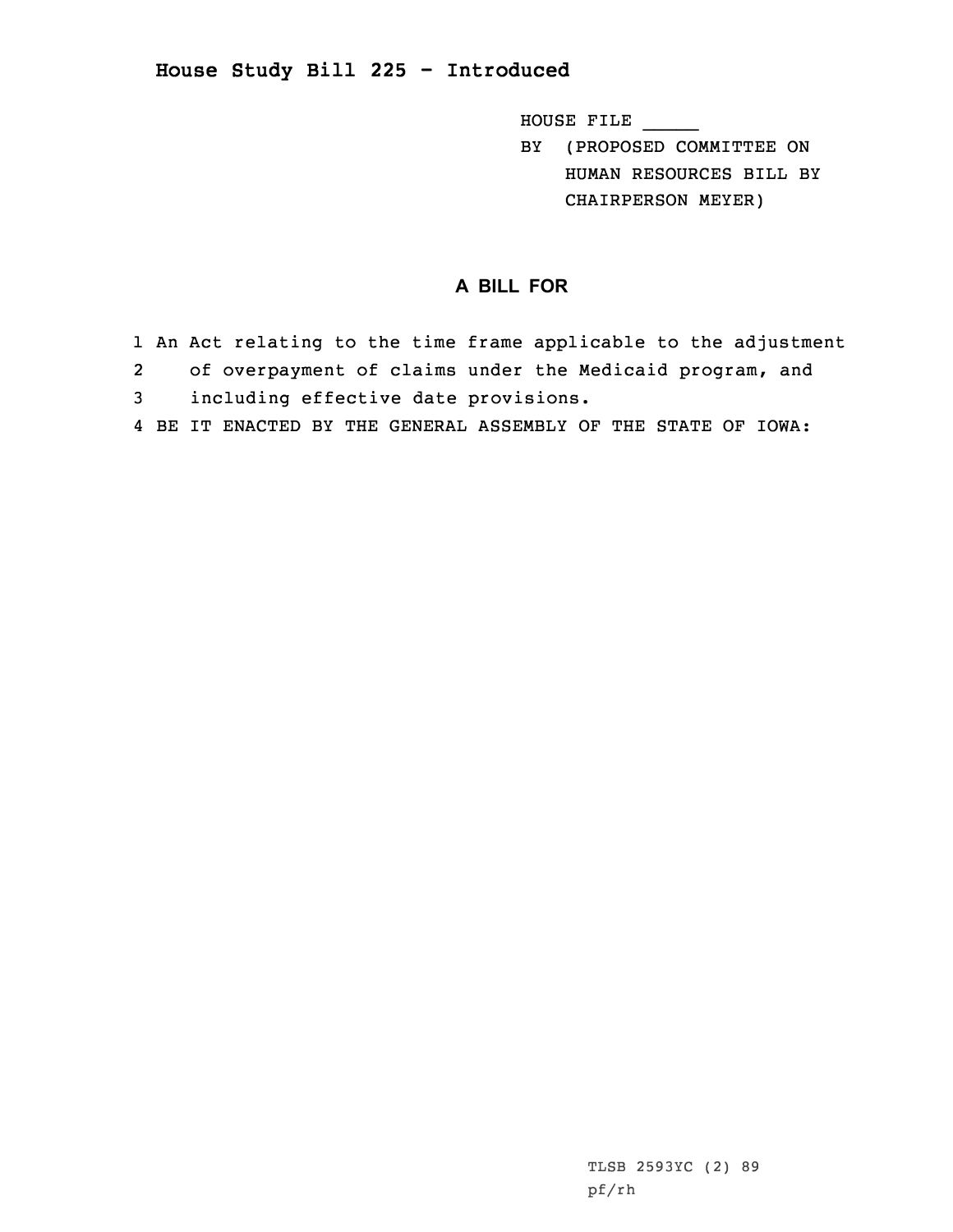# House Study Bill 225 - Introduced

HOUSE FILE _____

BY (PROPOSED COMMITTEE ON HUMAN RESOURCES BILL BY CHAIRPERSON MEYER)

## A BILL FOR

1 An Act relating to the time frame applicable to the adjustment
2 of overpayment of claims under the Medicaid program, and
3 including effective date provisions.
4 BE IT ENACTED BY THE GENERAL ASSEMBLY OF THE STATE OF IOWA:

TLSB 2593YC (2) 89
pf/rh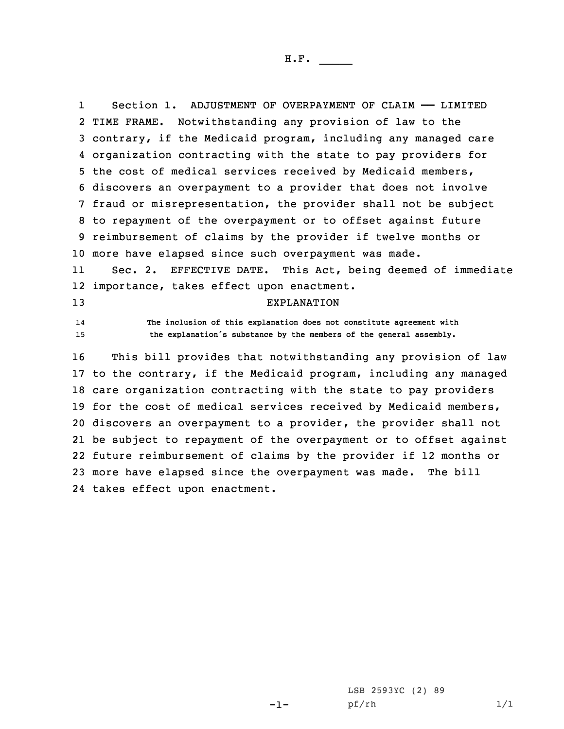H.F. _____

Section 1. ADJUSTMENT OF OVERPAYMENT OF CLAIM —— LIMITED TIME FRAME. Notwithstanding any provision of law to the contrary, if the Medicaid program, including any managed care organization contracting with the state to pay providers for the cost of medical services received by Medicaid members, discovers an overpayment to a provider that does not involve fraud or misrepresentation, the provider shall not be subject to repayment of the overpayment or to offset against future reimbursement of claims by the provider if twelve months or more have elapsed since such overpayment was made.

Sec. 2. EFFECTIVE DATE. This Act, being deemed of immediate importance, takes effect upon enactment.

EXPLANATION

The inclusion of this explanation does not constitute agreement with the explanation's substance by the members of the general assembly.

This bill provides that notwithstanding any provision of law to the contrary, if the Medicaid program, including any managed care organization contracting with the state to pay providers for the cost of medical services received by Medicaid members, discovers an overpayment to a provider, the provider shall not be subject to repayment of the overpayment or to offset against future reimbursement of claims by the provider if 12 months or more have elapsed since the overpayment was made. The bill takes effect upon enactment.

LSB 2593YC (2) 89
pf/rh